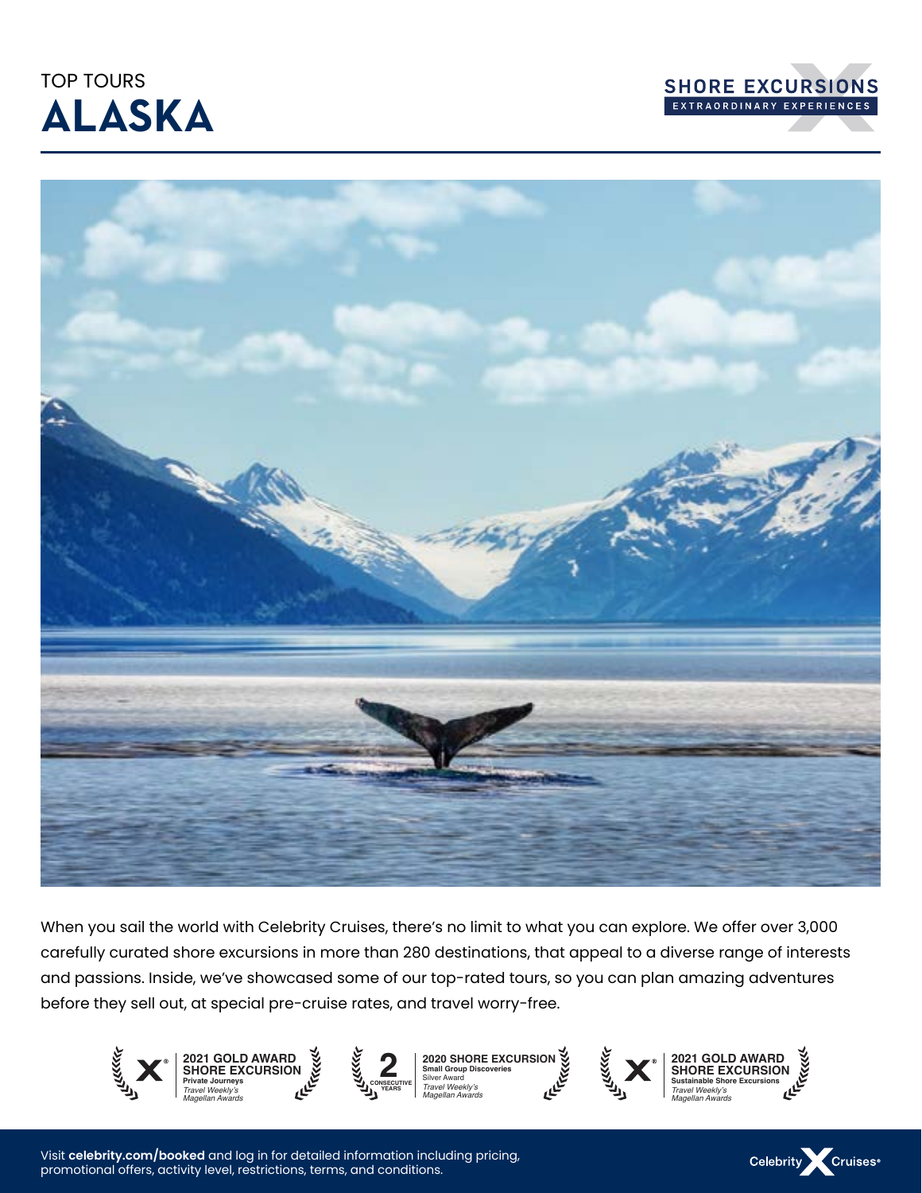TOP TOURS

# ALASKA

SHORE EXCURSIONS
EXTRAORDINARY EXPERIENCES

When you sail the world with Celebrity Cruises, there's no limit to what you can explore. We offer over 3,000 carefully curated shore excursions in more than 280 destinations, that appeal to a diverse range of interests and passions. Inside, we've showcased some of our top-rated tours, so you can plan amazing adventures before they sell out, at special pre-cruise rates, and travel worry-free.

**2021 GOLD AWARD SHORE EXCURSION**
**Private Journeys**
*Travel Weekly's Magellan Awards*

**2 CONSECUTIVE YEARS**
**2020 SHORE EXCURSION**
**Small Group Discoveries**
Silver Award
*Travel Weekly's Magellan Awards*

**2021 GOLD AWARD SHORE EXCURSION**
**Sustainable Shore Excursions**
*Travel Weekly's Magellan Awards*

Visit **celebrity.com/booked** and log in for detailed information including pricing, promotional offers, activity level, restrictions, terms, and conditions.

Celebrity Cruises®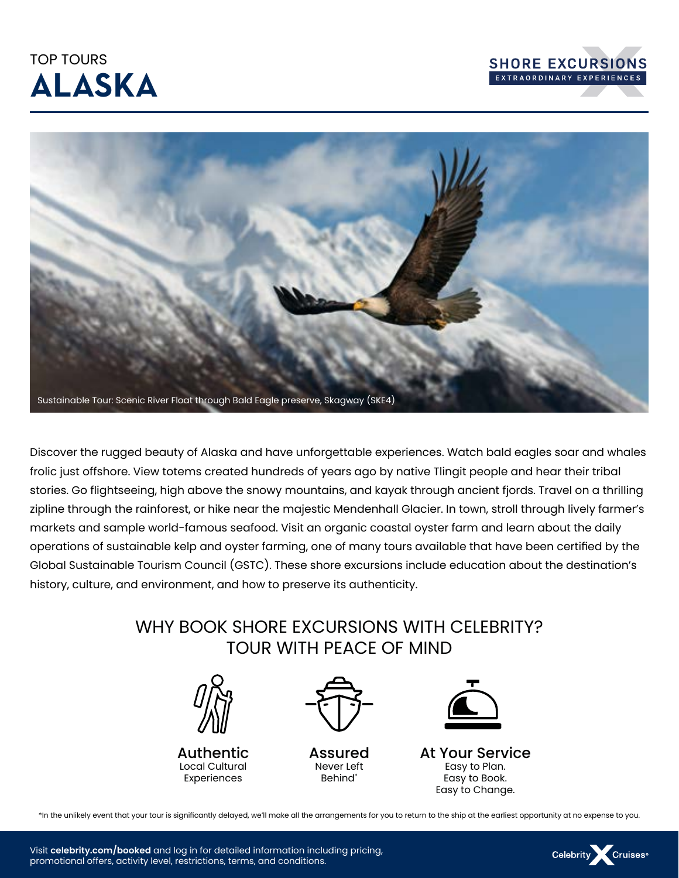TOP TOURS

# ALASKA

SHORE EXCURSIONS
EXTRAORDINARY EXPERIENCES

Sustainable Tour: Scenic River Float through Bald Eagle preserve, Skagway (SKE4)

Discover the rugged beauty of Alaska and have unforgettable experiences. Watch bald eagles soar and whales frolic just offshore. View totems created hundreds of years ago by native Tlingit people and hear their tribal stories. Go flightseeing, high above the snowy mountains, and kayak through ancient fjords. Travel on a thrilling zipline through the rainforest, or hike near the majestic Mendenhall Glacier. In town, stroll through lively farmer's markets and sample world-famous seafood. Visit an organic coastal oyster farm and learn about the daily operations of sustainable kelp and oyster farming, one of many tours available that have been certified by the Global Sustainable Tourism Council (GSTC). These shore excursions include education about the destination's history, culture, and environment, and how to preserve its authenticity.

## WHY BOOK SHORE EXCURSIONS WITH CELEBRITY? TOUR WITH PEACE OF MIND

**Authentic**
Local Cultural Experiences

**Assured**
Never Left Behind*

**At Your Service**
Easy to Plan.
Easy to Book.
Easy to Change.

*In the unlikely event that your tour is significantly delayed, we'll make all the arrangements for you to return to the ship at the earliest opportunity at no expense to you.

Visit **celebrity.com/booked** and log in for detailed information including pricing, promotional offers, activity level, restrictions, terms, and conditions.

Celebrity Cruises®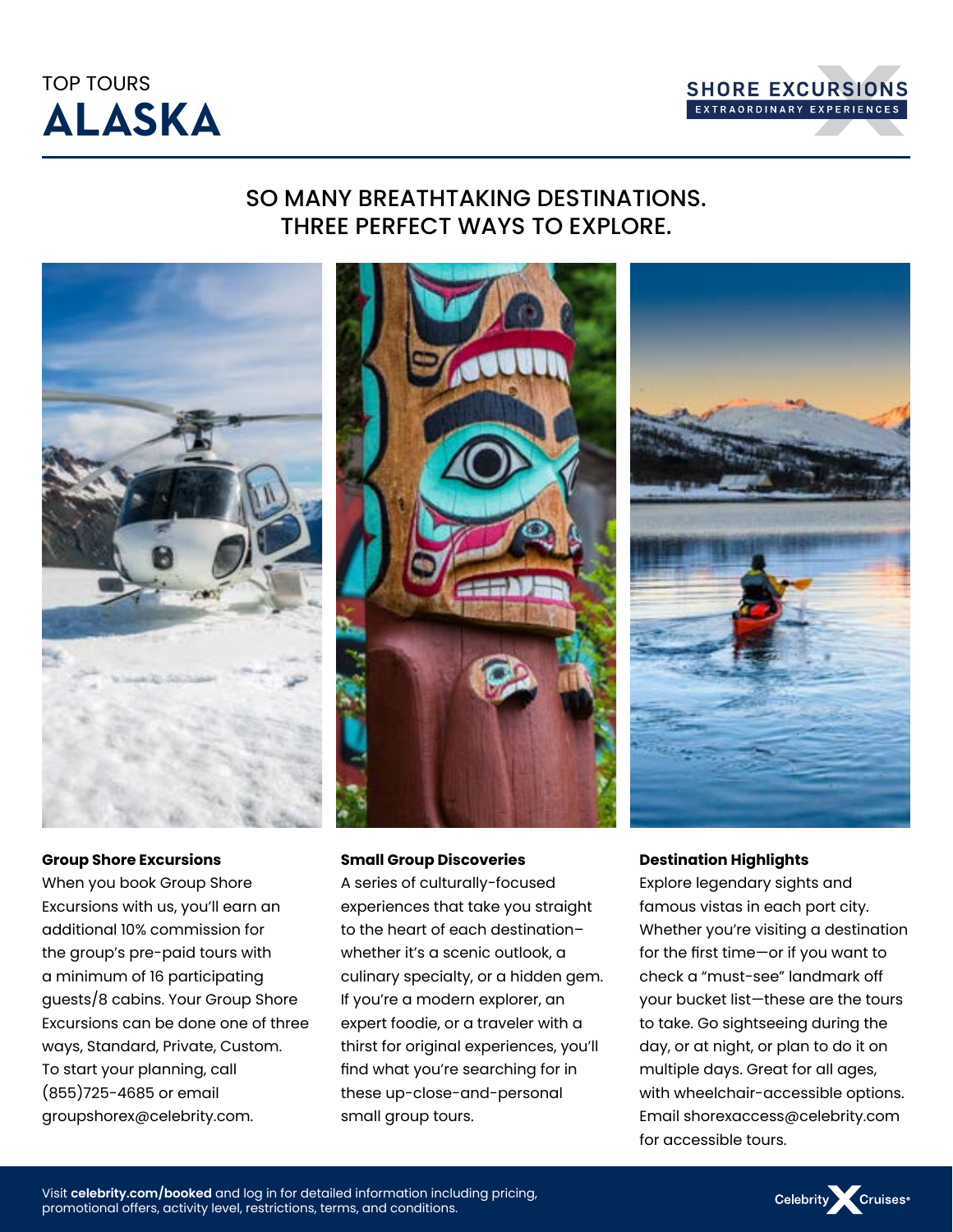TOP TOURS
# ALASKA

SHORE EXCURSIONS
EXTRAORDINARY EXPERIENCES

## SO MANY BREATHTAKING DESTINATIONS. THREE PERFECT WAYS TO EXPLORE.

**Group Shore Excursions**
When you book Group Shore Excursions with us, you'll earn an additional 10% commission for the group's pre-paid tours with a minimum of 16 participating guests/8 cabins. Your Group Shore Excursions can be done one of three ways, Standard, Private, Custom. To start your planning, call (855)725-4685 or email groupshorex@celebrity.com.

**Small Group Discoveries**
A series of culturally-focused experiences that take you straight to the heart of each destination– whether it's a scenic outlook, a culinary specialty, or a hidden gem. If you're a modern explorer, an expert foodie, or a traveler with a thirst for original experiences, you'll find what you're searching for in these up-close-and-personal small group tours.

**Destination Highlights**
Explore legendary sights and famous vistas in each port city. Whether you're visiting a destination for the first time—or if you want to check a "must-see" landmark off your bucket list—these are the tours to take. Go sightseeing during the day, or at night, or plan to do it on multiple days. Great for all ages, with wheelchair-accessible options. Email shorexaccess@celebrity.com for accessible tours.

Visit **celebrity.com/booked** and log in for detailed information including pricing, promotional offers, activity level, restrictions, terms, and conditions.

Celebrity Cruises®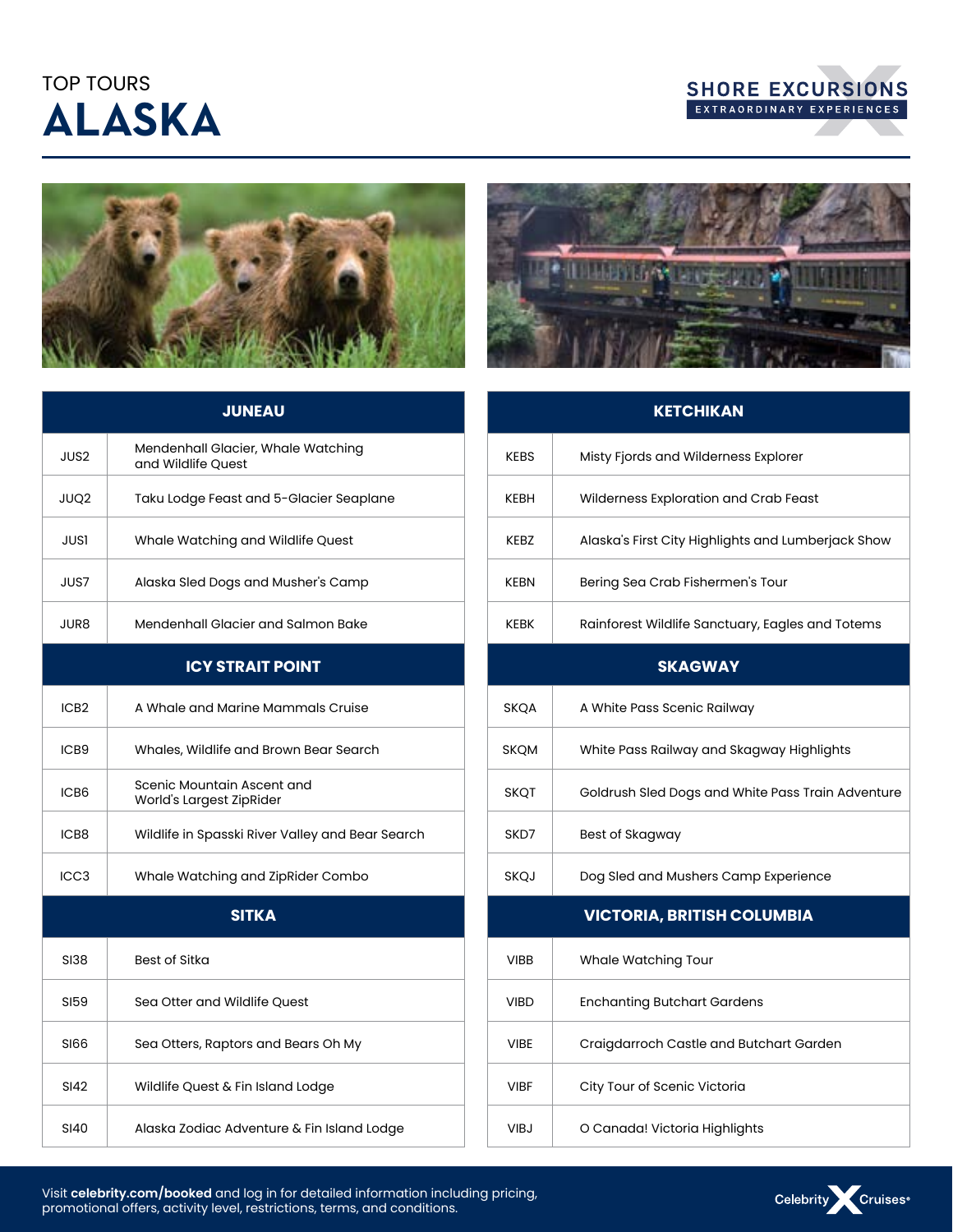TOP TOURS

# ALASKA

SHORE EXCURSIONS
EXTRAORDINARY EXPERIENCES

| JUNEAU | |
|---|---|
| JUS2 | Mendenhall Glacier, Whale Watching and Wildlife Quest |
| JUQ2 | Taku Lodge Feast and 5-Glacier Seaplane |
| JUS1 | Whale Watching and Wildlife Quest |
| JUS7 | Alaska Sled Dogs and Musher's Camp |
| JUR8 | Mendenhall Glacier and Salmon Bake |
| **ICY STRAIT POINT** | |
| ICB2 | A Whale and Marine Mammals Cruise |
| ICB9 | Whales, Wildlife and Brown Bear Search |
| ICB6 | Scenic Mountain Ascent and World's Largest ZipRider |
| ICB8 | Wildlife in Spasski River Valley and Bear Search |
| ICC3 | Whale Watching and ZipRider Combo |
| **SITKA** | |
| SI38 | Best of Sitka |
| SI59 | Sea Otter and Wildlife Quest |
| SI66 | Sea Otters, Raptors and Bears Oh My |
| SI42 | Wildlife Quest & Fin Island Lodge |
| SI40 | Alaska Zodiac Adventure & Fin Island Lodge |

| KETCHIKAN | |
|---|---|
| KEBS | Misty Fjords and Wilderness Explorer |
| KEBH | Wilderness Exploration and Crab Feast |
| KEBZ | Alaska's First City Highlights and Lumberjack Show |
| KEBN | Bering Sea Crab Fishermen's Tour |
| KEBK | Rainforest Wildlife Sanctuary, Eagles and Totems |
| **SKAGWAY** | |
| SKQA | A White Pass Scenic Railway |
| SKQM | White Pass Railway and Skagway Highlights |
| SKQT | Goldrush Sled Dogs and White Pass Train Adventure |
| SKD7 | Best of Skagway |
| SKQJ | Dog Sled and Mushers Camp Experience |
| **VICTORIA, BRITISH COLUMBIA** | |
| VIBB | Whale Watching Tour |
| VIBD | Enchanting Butchart Gardens |
| VIBE | Craigdarroch Castle and Butchart Garden |
| VIBF | City Tour of Scenic Victoria |
| VIBJ | O Canada! Victoria Highlights |

Visit **celebrity.com/booked** and log in for detailed information including pricing, promotional offers, activity level, restrictions, terms, and conditions.

Celebrity Cruises®